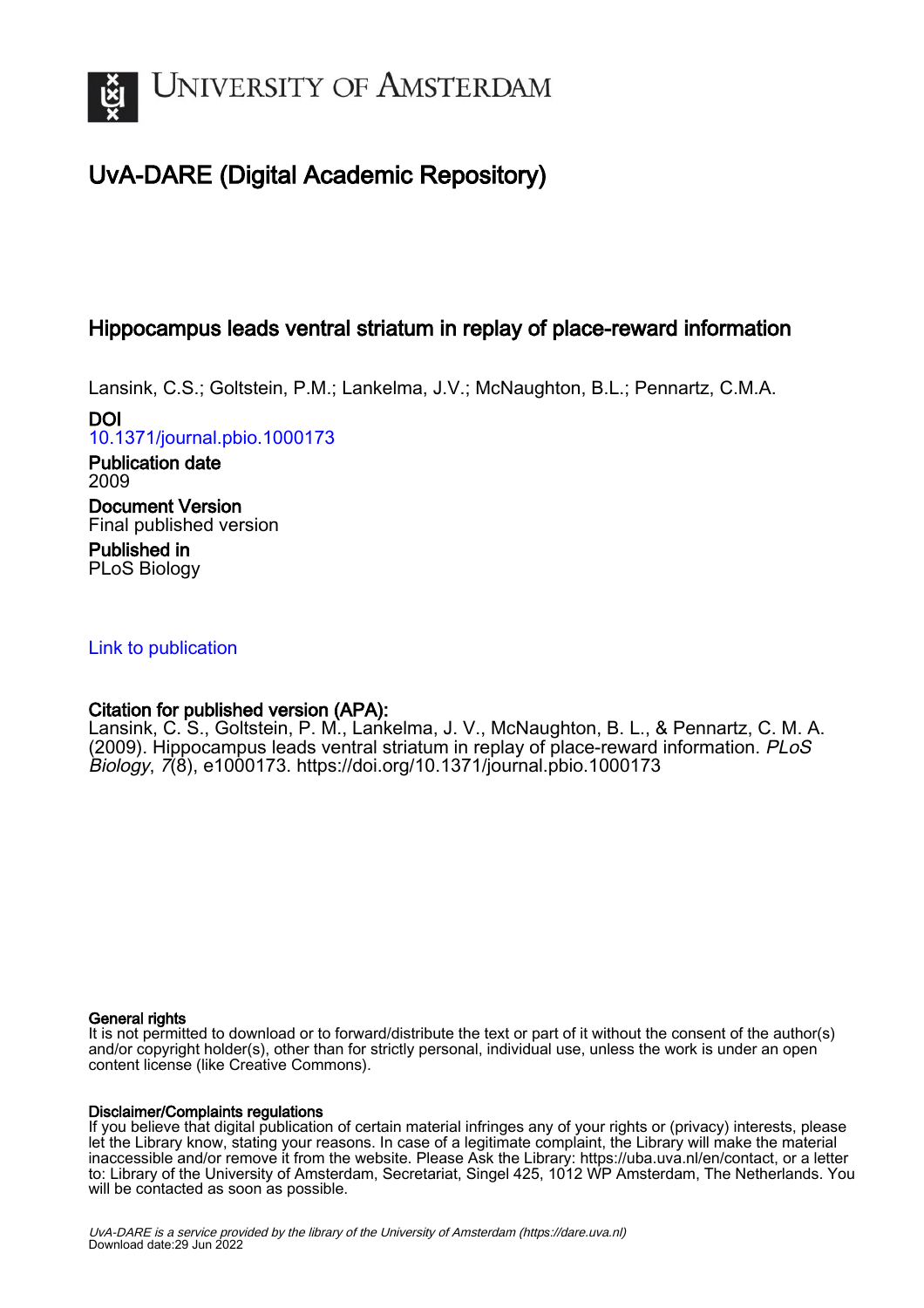University of Amsterdam

# UvA-DARE (Digital Academic Repository)

## Hippocampus leads ventral striatum in replay of place-reward information

Lansink, C.S.; Goltstein, P.M.; Lankelma, J.V.; McNaughton, B.L.; Pennartz, C.M.A.

**DOI**
10.1371/journal.pbio.1000173

**Publication date**
2009

**Document Version**
Final published version

**Published in**
PLoS Biology

Link to publication

**Citation for published version (APA):**
Lansink, C. S., Goltstein, P. M., Lankelma, J. V., McNaughton, B. L., & Pennartz, C. M. A. (2009). Hippocampus leads ventral striatum in replay of place-reward information. *PLoS Biology*, *7*(8), e1000173. https://doi.org/10.1371/journal.pbio.1000173

**General rights**
It is not permitted to download or to forward/distribute the text or part of it without the consent of the author(s) and/or copyright holder(s), other than for strictly personal, individual use, unless the work is under an open content license (like Creative Commons).

**Disclaimer/Complaints regulations**
If you believe that digital publication of certain material infringes any of your rights or (privacy) interests, please let the Library know, stating your reasons. In case of a legitimate complaint, the Library will make the material inaccessible and/or remove it from the website. Please Ask the Library: https://uba.uva.nl/en/contact, or a letter to: Library of the University of Amsterdam, Secretariat, Singel 425, 1012 WP Amsterdam, The Netherlands. You will be contacted as soon as possible.

UvA-DARE is a service provided by the library of the University of Amsterdam (https://dare.uva.nl)
Download date:29 Jun 2022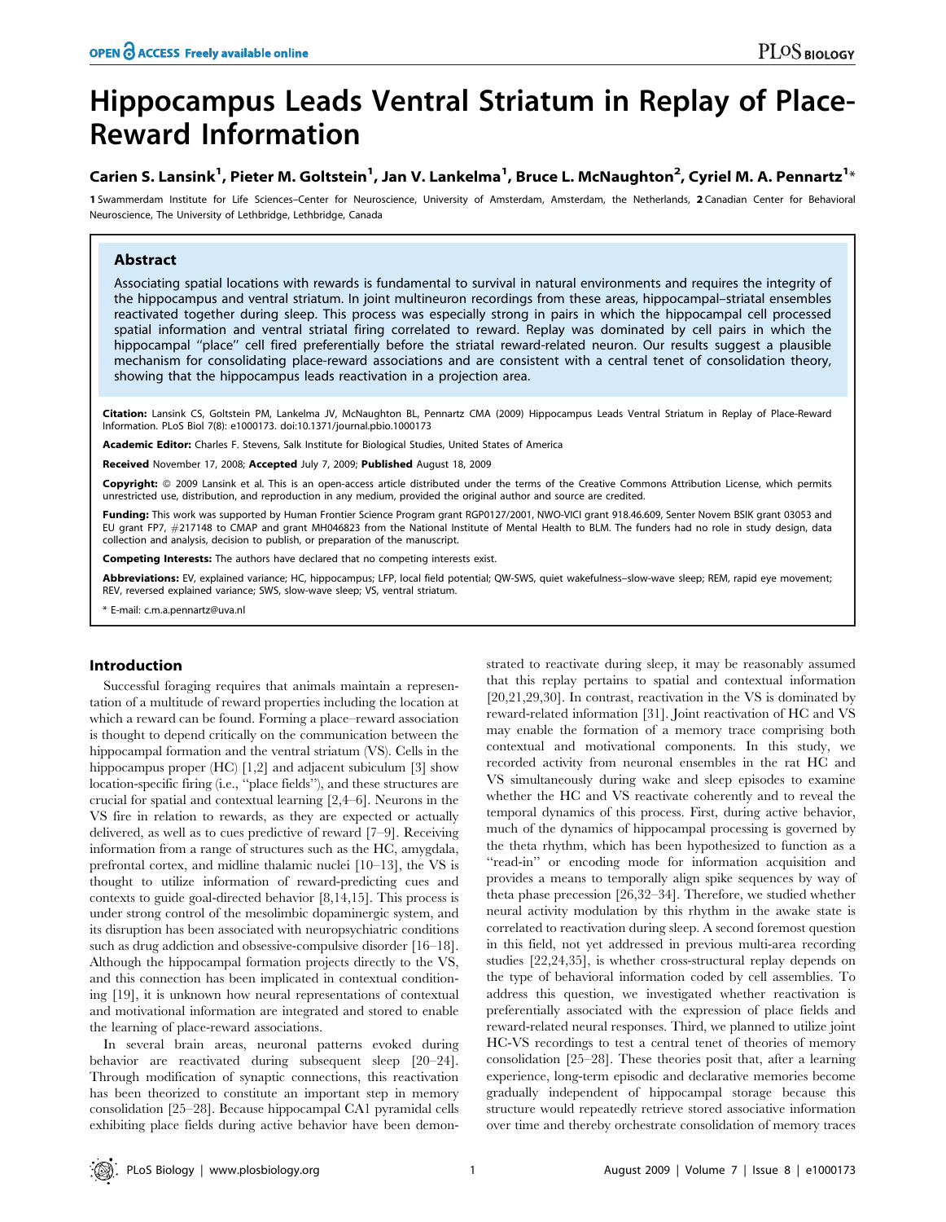# Hippocampus Leads Ventral Striatum in Replay of Place-Reward Information

**Carien S. Lansink[1], Pieter M. Goltstein[1], Jan V. Lankelma[1], Bruce L. McNaughton[2], Cyriel M. A. Pennartz[1]***

1 Swammerdam Institute for Life Sciences–Center for Neuroscience, University of Amsterdam, Amsterdam, the Netherlands, 2 Canadian Center for Behavioral Neuroscience, The University of Lethbridge, Lethbridge, Canada

## Abstract

Associating spatial locations with rewards is fundamental to survival in natural environments and requires the integrity of the hippocampus and ventral striatum. In joint multineuron recordings from these areas, hippocampal–striatal ensembles reactivated together during sleep. This process was especially strong in pairs in which the hippocampal cell processed spatial information and ventral striatal firing correlated to reward. Replay was dominated by cell pairs in which the hippocampal "place" cell fired preferentially before the striatal reward-related neuron. Our results suggest a plausible mechanism for consolidating place-reward associations and are consistent with a central tenet of consolidation theory, showing that the hippocampus leads reactivation in a projection area.

**Citation:** Lansink CS, Goltstein PM, Lankelma JV, McNaughton BL, Pennartz CMA (2009) Hippocampus Leads Ventral Striatum in Replay of Place-Reward Information. PLoS Biol 7(8): e1000173. doi:10.1371/journal.pbio.1000173

**Academic Editor:** Charles F. Stevens, Salk Institute for Biological Studies, United States of America

**Received** November 17, 2008; **Accepted** July 7, 2009; **Published** August 18, 2009

**Copyright:** © 2009 Lansink et al. This is an open-access article distributed under the terms of the Creative Commons Attribution License, which permits unrestricted use, distribution, and reproduction in any medium, provided the original author and source are credited.

**Funding:** This work was supported by Human Frontier Science Program grant RGP0127/2001, NWO-VICI grant 918.46.609, Senter Novem BSIK grant 03053 and EU grant FP7, #217148 to CMAP and grant MH046823 from the National Institute of Mental Health to BLM. The funders had no role in study design, data collection and analysis, decision to publish, or preparation of the manuscript.

**Competing Interests:** The authors have declared that no competing interests exist.

**Abbreviations:** EV, explained variance; HC, hippocampus; LFP, local field potential; QW-SWS, quiet wakefulness–slow-wave sleep; REM, rapid eye movement; REV, reversed explained variance; SWS, slow-wave sleep; VS, ventral striatum.

\* E-mail: c.m.a.pennartz@uva.nl

## Introduction

Successful foraging requires that animals maintain a representation of a multitude of reward properties including the location at which a reward can be found. Forming a place–reward association is thought to depend critically on the communication between the hippocampal formation and the ventral striatum (VS). Cells in the hippocampus proper (HC) [1,2] and adjacent subiculum [3] show location-specific firing (i.e., "place fields"), and these structures are crucial for spatial and contextual learning [2,4–6]. Neurons in the VS fire in relation to rewards, as they are expected or actually delivered, as well as to cues predictive of reward [7–9]. Receiving information from a range of structures such as the HC, amygdala, prefrontal cortex, and midline thalamic nuclei [10–13], the VS is thought to utilize information of reward-predicting cues and contexts to guide goal-directed behavior [8,14,15]. This process is under strong control of the mesolimbic dopaminergic system, and its disruption has been associated with neuropsychiatric conditions such as drug addiction and obsessive-compulsive disorder [16–18]. Although the hippocampal formation projects directly to the VS, and this connection has been implicated in contextual conditioning [19], it is unknown how neural representations of contextual and motivational information are integrated and stored to enable the learning of place-reward associations.

In several brain areas, neuronal patterns evoked during behavior are reactivated during subsequent sleep [20–24]. Through modification of synaptic connections, this reactivation has been theorized to constitute an important step in memory consolidation [25–28]. Because hippocampal CA1 pyramidal cells exhibiting place fields during active behavior have been demonstrated to reactivate during sleep, it may be reasonably assumed that this replay pertains to spatial and contextual information [20,21,29,30]. In contrast, reactivation in the VS is dominated by reward-related information [31]. Joint reactivation of HC and VS may enable the formation of a memory trace comprising both contextual and motivational components. In this study, we recorded activity from neuronal ensembles in the rat HC and VS simultaneously during wake and sleep episodes to examine whether the HC and VS reactivate coherently and to reveal the temporal dynamics of this process. First, during active behavior, much of the dynamics of hippocampal processing is governed by the theta rhythm, which has been hypothesized to function as a "read-in" or encoding mode for information acquisition and provides a means to temporally align spike sequences by way of theta phase precession [26,32–34]. Therefore, we studied whether neural activity modulation by this rhythm in the awake state is correlated to reactivation during sleep. A second foremost question in this field, not yet addressed in previous multi-area recording studies [22,24,35], is whether cross-structural replay depends on the type of behavioral information coded by cell assemblies. To address this question, we investigated whether reactivation is preferentially associated with the expression of place fields and reward-related neural responses. Third, we planned to utilize joint HC-VS recordings to test a central tenet of theories of memory consolidation [25–28]. These theories posit that, after a learning experience, long-term episodic and declarative memories become gradually independent of hippocampal storage because this structure would repeatedly retrieve stored associative information over time and thereby orchestrate consolidation of memory traces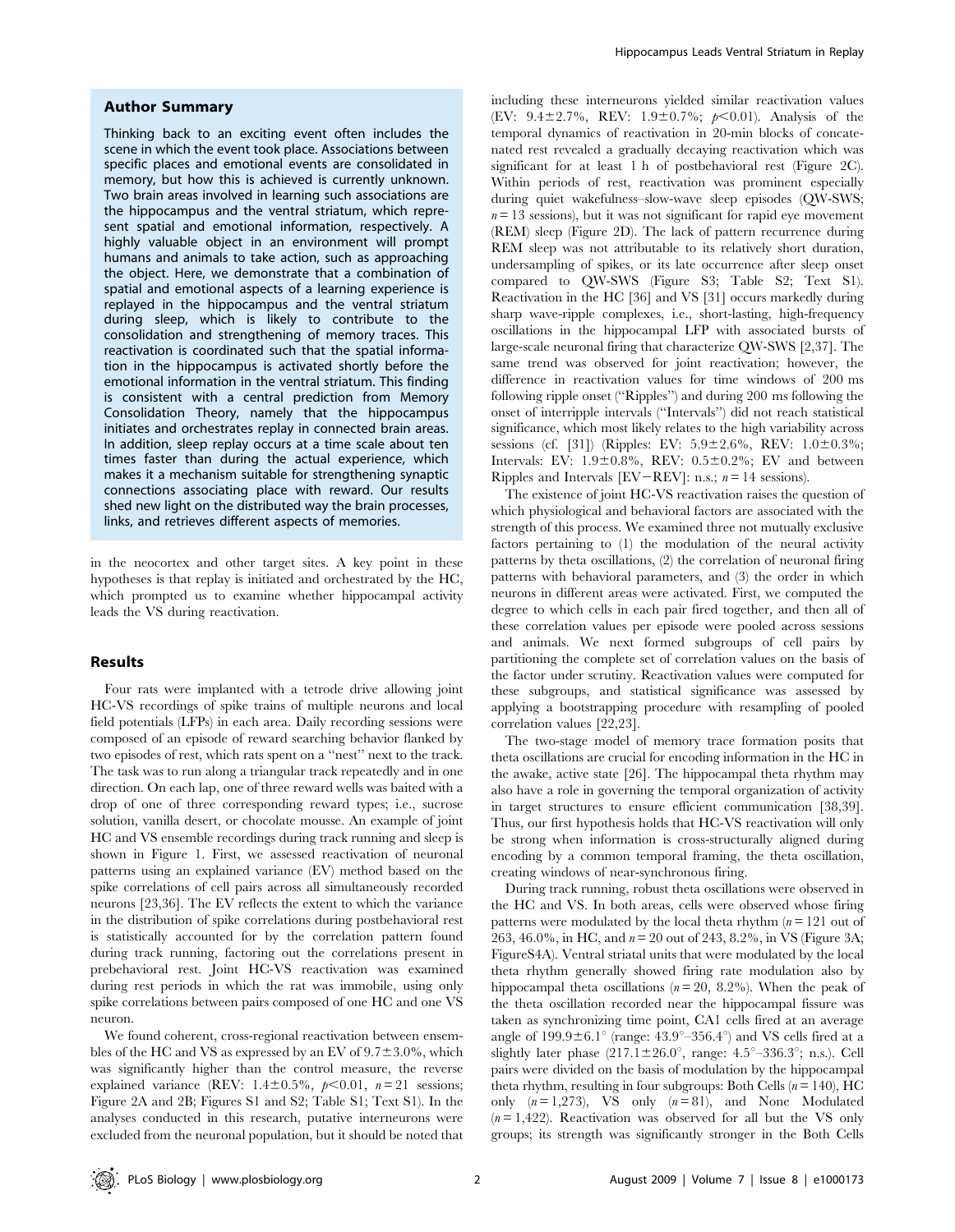## Author Summary

Thinking back to an exciting event often includes the scene in which the event took place. Associations between specific places and emotional events are consolidated in memory, but how this is achieved is currently unknown. Two brain areas involved in learning such associations are the hippocampus and the ventral striatum, which represent spatial and emotional information, respectively. A highly valuable object in an environment will prompt humans and animals to take action, such as approaching the object. Here, we demonstrate that a combination of spatial and emotional aspects of a learning experience is replayed in the hippocampus and the ventral striatum during sleep, which is likely to contribute to the consolidation and strengthening of memory traces. This reactivation is coordinated such that the spatial information in the hippocampus is activated shortly before the emotional information in the ventral striatum. This finding is consistent with a central prediction from Memory Consolidation Theory, namely that the hippocampus initiates and orchestrates replay in connected brain areas. In addition, sleep replay occurs at a time scale about ten times faster than during the actual experience, which makes it a mechanism suitable for strengthening synaptic connections associating place with reward. Our results shed new light on the distributed way the brain processes, links, and retrieves different aspects of memories.

in the neocortex and other target sites. A key point in these hypotheses is that replay is initiated and orchestrated by the HC, which prompted us to examine whether hippocampal activity leads the VS during reactivation.

## Results

Four rats were implanted with a tetrode drive allowing joint HC-VS recordings of spike trains of multiple neurons and local field potentials (LFPs) in each area. Daily recording sessions were composed of an episode of reward searching behavior flanked by two episodes of rest, which rats spent on a "nest" next to the track. The task was to run along a triangular track repeatedly and in one direction. On each lap, one of three reward wells was baited with a drop of one of three corresponding reward types; i.e., sucrose solution, vanilla desert, or chocolate mousse. An example of joint HC and VS ensemble recordings during track running and sleep is shown in Figure 1. First, we assessed reactivation of neuronal patterns using an explained variance (EV) method based on the spike correlations of cell pairs across all simultaneously recorded neurons [23,36]. The EV reflects the extent to which the variance in the distribution of spike correlations during postbehavioral rest is statistically accounted for by the correlation pattern found during track running, factoring out the correlations present in prebehavioral rest. Joint HC-VS reactivation was examined during rest periods in which the rat was immobile, using only spike correlations between pairs composed of one HC and one VS neuron.

We found coherent, cross-regional reactivation between ensembles of the HC and VS as expressed by an EV of $9.7\pm3.0\%$, which was significantly higher than the control measure, the reverse explained variance (REV: $1.4\pm0.5\%$, $p<0.01$, $n=21$ sessions; Figure 2A and 2B; Figures S1 and S2; Table S1; Text S1). In the analyses conducted in this research, putative interneurons were excluded from the neuronal population, but it should be noted that including these interneurons yielded similar reactivation values (EV: $9.4\pm2.7\%$, REV: $1.9\pm0.7\%$; $p<0.01$). Analysis of the temporal dynamics of reactivation in 20-min blocks of concatenated rest revealed a gradually decaying reactivation which was significant for at least 1 h of postbehavioral rest (Figure 2C). Within periods of rest, reactivation was prominent especially during quiet wakefulness–slow-wave sleep episodes (QW-SWS; $n=13$ sessions), but it was not significant for rapid eye movement (REM) sleep (Figure 2D). The lack of pattern recurrence during REM sleep was not attributable to its relatively short duration, undersampling of spikes, or its late occurrence after sleep onset compared to QW-SWS (Figure S3; Table S2; Text S1). Reactivation in the HC [36] and VS [31] occurs markedly during sharp wave-ripple complexes, i.e., short-lasting, high-frequency oscillations in the hippocampal LFP with associated bursts of large-scale neuronal firing that characterize QW-SWS [2,37]. The same trend was observed for joint reactivation; however, the difference in reactivation values for time windows of 200 ms following ripple onset ("Ripples") and during 200 ms following the onset of interripple intervals ("Intervals") did not reach statistical significance, which most likely relates to the high variability across sessions (cf. [31]) (Ripples: EV: $5.9\pm2.6\%$, REV: $1.0\pm0.3\%$; Intervals: EV: $1.9\pm0.8\%$, REV: $0.5\pm0.2\%$; EV and between Ripples and Intervals [EV−REV]: n.s.; $n=14$ sessions).

The existence of joint HC-VS reactivation raises the question of which physiological and behavioral factors are associated with the strength of this process. We examined three not mutually exclusive factors pertaining to (1) the modulation of the neural activity patterns by theta oscillations, (2) the correlation of neuronal firing patterns with behavioral parameters, and (3) the order in which neurons in different areas were activated. First, we computed the degree to which cells in each pair fired together, and then all of these correlation values per episode were pooled across sessions and animals. We next formed subgroups of cell pairs by partitioning the complete set of correlation values on the basis of the factor under scrutiny. Reactivation values were computed for these subgroups, and statistical significance was assessed by applying a bootstrapping procedure with resampling of pooled correlation values [22,23].

The two-stage model of memory trace formation posits that theta oscillations are crucial for encoding information in the HC in the awake, active state [26]. The hippocampal theta rhythm may also have a role in governing the temporal organization of activity in target structures to ensure efficient communication [38,39]. Thus, our first hypothesis holds that HC-VS reactivation will only be strong when information is cross-structurally aligned during encoding by a common temporal framing, the theta oscillation, creating windows of near-synchronous firing.

During track running, robust theta oscillations were observed in the HC and VS. In both areas, cells were observed whose firing patterns were modulated by the local theta rhythm ($n=121$ out of 263, 46.0%, in HC, and $n=20$ out of 243, 8.2%, in VS (Figure 3A; FigureS4A). Ventral striatal units that were modulated by the local theta rhythm generally showed firing rate modulation also by hippocampal theta oscillations ($n=20$, 8.2%). When the peak of the theta oscillation recorded near the hippocampal fissure was taken as synchronizing time point, CA1 cells fired at an average angle of $199.9\pm6.1^\circ$ (range: $43.9^\circ$–$356.4^\circ$) and VS cells fired at a slightly later phase ($217.1\pm26.0^\circ$, range: $4.5^\circ$–$336.3^\circ$; n.s.). Cell pairs were divided on the basis of modulation by the hippocampal theta rhythm, resulting in four subgroups: Both Cells ($n=140$), HC only ($n=1{,}273$), VS only ($n=81$), and None Modulated ($n=1{,}422$). Reactivation was observed for all but the VS only groups; its strength was significantly stronger in the Both Cells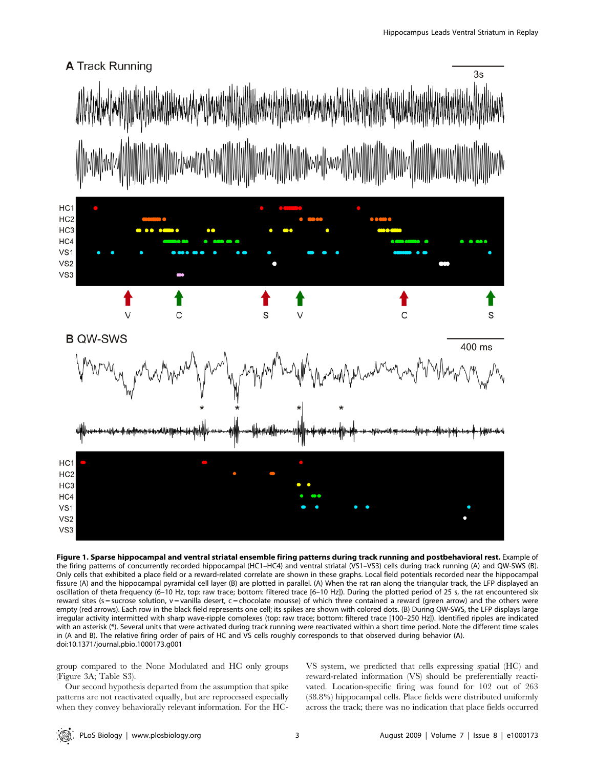**Figure 1. Sparse hippocampal and ventral striatal ensemble firing patterns during track running and postbehavioral rest.** Example of the firing patterns of concurrently recorded hippocampal (HC1–HC4) and ventral striatal (VS1–VS3) cells during track running (A) and QW-SWS (B). Only cells that exhibited a place field or a reward-related correlate are shown in these graphs. Local field potentials recorded near the hippocampal fissure (A) and the hippocampal pyramidal cell layer (B) are plotted in parallel. (A) When the rat ran along the triangular track, the LFP displayed an oscillation of theta frequency (6–10 Hz, top: raw trace; bottom: filtered trace [6–10 Hz]). During the plotted period of 25 s, the rat encountered six reward sites (s = sucrose solution, v = vanilla desert, c = chocolate mousse) of which three contained a reward (green arrow) and the others were empty (red arrows). Each row in the black field represents one cell; its spikes are shown with colored dots. (B) During QW-SWS, the LFP displays large irregular activity intermitted with sharp wave-ripple complexes (top: raw trace; bottom: filtered trace [100–250 Hz]). Identified ripples are indicated with an asterisk (*). Several units that were activated during track running were reactivated within a short time period. Note the different time scales in (A and B). The relative firing order of pairs of HC and VS cells roughly corresponds to that observed during behavior (A).
doi:10.1371/journal.pbio.1000173.g001

group compared to the None Modulated and HC only groups (Figure 3A; Table S3).

Our second hypothesis departed from the assumption that spike patterns are not reactivated equally, but are reprocessed especially when they convey behaviorally relevant information. For the HC-VS system, we predicted that cells expressing spatial (HC) and reward-related information (VS) should be preferentially reactivated. Location-specific firing was found for 102 out of 263 (38.8%) hippocampal cells. Place fields were distributed uniformly across the track; there was no indication that place fields occurred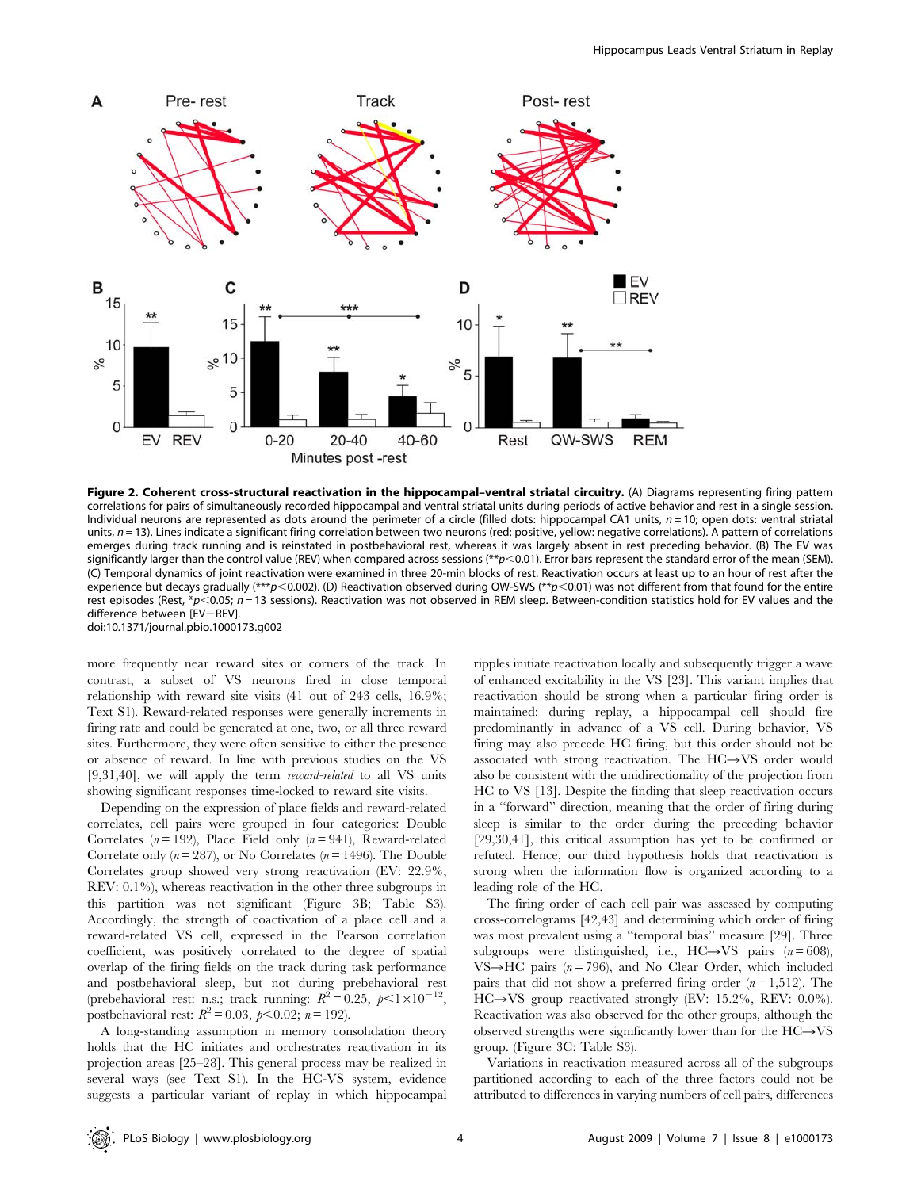**Figure 2. Coherent cross-structural reactivation in the hippocampal–ventral striatal circuitry.** (A) Diagrams representing firing pattern correlations for pairs of simultaneously recorded hippocampal and ventral striatal units during periods of active behavior and rest in a single session. Individual neurons are represented as dots around the perimeter of a circle (filled dots: hippocampal CA1 units, $n = 10$; open dots: ventral striatal units, $n = 13$). Lines indicate a significant firing correlation between two neurons (red: positive, yellow: negative correlations). A pattern of correlations emerges during track running and is reinstated in postbehavioral rest, whereas it was largely absent in rest preceding behavior. (B) The EV was significantly larger than the control value (REV) when compared across sessions (\*\*$p<0.01$). Error bars represent the standard error of the mean (SEM). (C) Temporal dynamics of joint reactivation were examined in three 20-min blocks of rest. Reactivation occurs at least up to an hour of rest after the experience but decays gradually (\*\*\*$p<0.002$). (D) Reactivation observed during QW-SWS (\*\*$p<0.01$) was not different from that found for the entire rest episodes (Rest, \*$p<0.05$; $n = 13$ sessions). Reactivation was not observed in REM sleep. Between-condition statistics hold for EV values and the difference between [EV−REV].
doi:10.1371/journal.pbio.1000173.g002

more frequently near reward sites or corners of the track. In contrast, a subset of VS neurons fired in close temporal relationship with reward site visits (41 out of 243 cells, 16.9%; Text S1). Reward-related responses were generally increments in firing rate and could be generated at one, two, or all three reward sites. Furthermore, they were often sensitive to either the presence or absence of reward. In line with previous studies on the VS [9,31,40], we will apply the term *reward-related* to all VS units showing significant responses time-locked to reward site visits.

Depending on the expression of place fields and reward-related correlates, cell pairs were grouped in four categories: Double Correlates ($n = 192$), Place Field only ($n = 941$), Reward-related Correlate only ($n = 287$), or No Correlates ($n = 1496$). The Double Correlates group showed very strong reactivation (EV: 22.9%, REV: 0.1%), whereas reactivation in the other three subgroups in this partition was not significant (Figure 3B; Table S3). Accordingly, the strength of coactivation of a place cell and a reward-related VS cell, expressed in the Pearson correlation coefficient, was positively correlated to the degree of spatial overlap of the firing fields on the track during task performance and postbehavioral sleep, but not during prebehavioral rest (prebehavioral rest: n.s.; track running: $R^2 = 0.25$, $p<1\times10^{-12}$, postbehavioral rest: $R^2 = 0.03$, $p<0.02$; $n = 192$).

A long-standing assumption in memory consolidation theory holds that the HC initiates and orchestrates reactivation in its projection areas [25–28]. This general process may be realized in several ways (see Text S1). In the HC-VS system, evidence suggests a particular variant of replay in which hippocampal ripples initiate reactivation locally and subsequently trigger a wave of enhanced excitability in the VS [23]. This variant implies that reactivation should be strong when a particular firing order is maintained: during replay, a hippocampal cell should fire predominantly in advance of a VS cell. During behavior, VS firing may also precede HC firing, but this order should not be associated with strong reactivation. The HC→VS order would also be consistent with the unidirectionality of the projection from HC to VS [13]. Despite the finding that sleep reactivation occurs in a "forward" direction, meaning that the order of firing during sleep is similar to the order during the preceding behavior [29,30,41], this critical assumption has yet to be confirmed or refuted. Hence, our third hypothesis holds that reactivation is strong when the information flow is organized according to a leading role of the HC.

The firing order of each cell pair was assessed by computing cross-correlograms [42,43] and determining which order of firing was most prevalent using a "temporal bias" measure [29]. Three subgroups were distinguished, i.e., HC→VS pairs ($n = 608$), VS→HC pairs ($n = 796$), and No Clear Order, which included pairs that did not show a preferred firing order ($n = 1{,}512$). The HC→VS group reactivated strongly (EV: 15.2%, REV: 0.0%). Reactivation was also observed for the other groups, although the observed strengths were significantly lower than for the HC→VS group. (Figure 3C; Table S3).

Variations in reactivation measured across all of the subgroups partitioned according to each of the three factors could not be attributed to differences in varying numbers of cell pairs, differences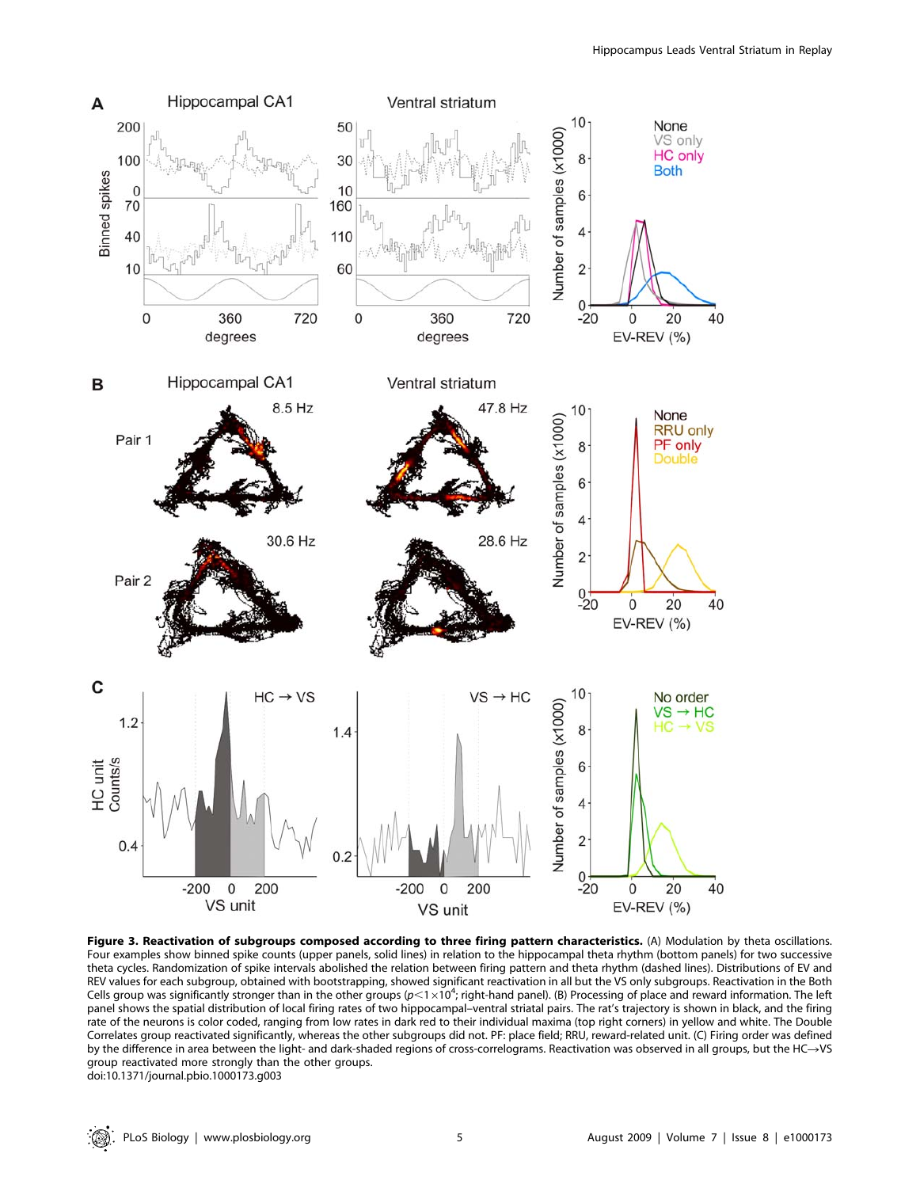**Figure 3. Reactivation of subgroups composed according to three firing pattern characteristics.** (A) Modulation by theta oscillations. Four examples show binned spike counts (upper panels, solid lines) in relation to the hippocampal theta rhythm (bottom panels) for two successive theta cycles. Randomization of spike intervals abolished the relation between firing pattern and theta rhythm (dashed lines). Distributions of EV and REV values for each subgroup, obtained with bootstrapping, showed significant reactivation in all but the VS only subgroups. Reactivation in the Both Cells group was significantly stronger than in the other groups ($p<1\times10^{4}$; right-hand panel). (B) Processing of place and reward information. The left panel shows the spatial distribution of local firing rates of two hippocampal–ventral striatal pairs. The rat's trajectory is shown in black, and the firing rate of the neurons is color coded, ranging from low rates in dark red to their individual maxima (top right corners) in yellow and white. The Double Correlates group reactivated significantly, whereas the other subgroups did not. PF: place field; RRU, reward-related unit. (C) Firing order was defined by the difference in area between the light- and dark-shaded regions of cross-correlograms. Reactivation was observed in all groups, but the HC→VS group reactivated more strongly than the other groups.

doi:10.1371/journal.pbio.1000173.g003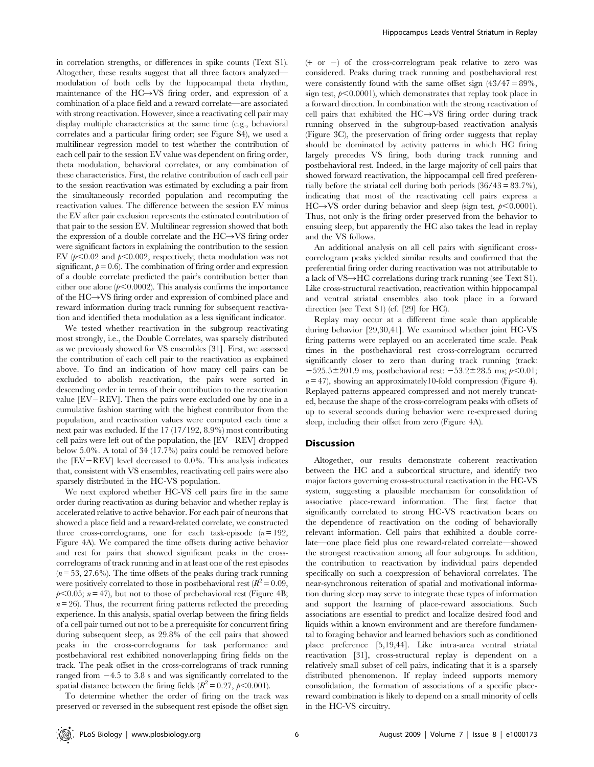in correlation strengths, or differences in spike counts (Text S1). Altogether, these results suggest that all three factors analyzed—modulation of both cells by the hippocampal theta rhythm, maintenance of the HC→VS firing order, and expression of a combination of a place field and a reward correlate—are associated with strong reactivation. However, since a reactivating cell pair may display multiple characteristics at the same time (e.g., behavioral correlates and a particular firing order; see Figure S4), we used a multilinear regression model to test whether the contribution of each cell pair to the session EV value was dependent on firing order, theta modulation, behavioral correlates, or any combination of these characteristics. First, the relative contribution of each cell pair to the session reactivation was estimated by excluding a pair from the simultaneously recorded population and recomputing the reactivation values. The difference between the session EV minus the EV after pair exclusion represents the estimated contribution of that pair to the session EV. Multilinear regression showed that both the expression of a double correlate and the HC→VS firing order were significant factors in explaining the contribution to the session EV ($p<0.02$ and $p<0.002$, respectively; theta modulation was not significant, $p=0.6$). The combination of firing order and expression of a double correlate predicted the pair's contribution better than either one alone ($p<0.0002$). This analysis confirms the importance of the HC→VS firing order and expression of combined place and reward information during track running for subsequent reactivation and identified theta modulation as a less significant indicator.

We tested whether reactivation in the subgroup reactivating most strongly, i.e., the Double Correlates, was sparsely distributed as we previously showed for VS ensembles [31]. First, we assessed the contribution of each cell pair to the reactivation as explained above. To find an indication of how many cell pairs can be excluded to abolish reactivation, the pairs were sorted in descending order in terms of their contribution to the reactivation value [EV−REV]. Then the pairs were excluded one by one in a cumulative fashion starting with the highest contributor from the population, and reactivation values were computed each time a next pair was excluded. If the 17 (17/192, 8.9%) most contributing cell pairs were left out of the population, the [EV−REV] dropped below 5.0%. A total of 34 (17.7%) pairs could be removed before the [EV−REV] level decreased to 0.0%. This analysis indicates that, consistent with VS ensembles, reactivating cell pairs were also sparsely distributed in the HC-VS population.

We next explored whether HC-VS cell pairs fire in the same order during reactivation as during behavior and whether replay is accelerated relative to active behavior. For each pair of neurons that showed a place field and a reward-related correlate, we constructed three cross-correlograms, one for each task-episode ($n=192$, Figure 4A). We compared the time offsets during active behavior and rest for pairs that showed significant peaks in the cross-correlograms of track running and in at least one of the rest episodes ($n=53$, 27.6%). The time offsets of the peaks during track running were positively correlated to those in postbehavioral rest ($R^2=0.09$, $p<0.05$; $n=47$), but not to those of prebehavioral rest (Figure 4B; $n=26$). Thus, the recurrent firing patterns reflected the preceding experience. In this analysis, spatial overlap between the firing fields of a cell pair turned out not to be a prerequisite for concurrent firing during subsequent sleep, as 29.8% of the cell pairs that showed peaks in the cross-correlograms for task performance and postbehavioral rest exhibited nonoverlapping firing fields on the track. The peak offset in the cross-correlograms of track running ranged from −4.5 to 3.8 s and was significantly correlated to the spatial distance between the firing fields ($R^2=0.27$, $p<0.001$).

To determine whether the order of firing on the track was preserved or reversed in the subsequent rest episode the offset sign (+ or −) of the cross-correlogram peak relative to zero was considered. Peaks during track running and postbehavioral rest were consistently found with the same offset sign (43/47 = 89%, sign test, $p<0.0001$), which demonstrates that replay took place in a forward direction. In combination with the strong reactivation of cell pairs that exhibited the HC→VS firing order during track running observed in the subgroup-based reactivation analysis (Figure 3C), the preservation of firing order suggests that replay should be dominated by activity patterns in which HC firing largely precedes VS firing, both during track running and postbehavioral rest. Indeed, in the large majority of cell pairs that showed forward reactivation, the hippocampal cell fired preferentially before the striatal cell during both periods (36/43 = 83.7%), indicating that most of the reactivating cell pairs express a HC→VS order during behavior and sleep (sign test, $p<0.0001$). Thus, not only is the firing order preserved from the behavior to ensuing sleep, but apparently the HC also takes the lead in replay and the VS follows.

An additional analysis on all cell pairs with significant cross-correlogram peaks yielded similar results and confirmed that the preferential firing order during reactivation was not attributable to a lack of VS→HC correlations during track running (see Text S1). Like cross-structural reactivation, reactivation within hippocampal and ventral striatal ensembles also took place in a forward direction (see Text S1) (cf. [29] for HC).

Replay may occur at a different time scale than applicable during behavior [29,30,41]. We examined whether joint HC-VS firing patterns were replayed on an accelerated time scale. Peak times in the postbehavioral rest cross-correlogram occurred significantly closer to zero than during track running (track: −525.5±201.9 ms, postbehavioral rest: −53.2±28.5 ms; $p<0.01$; $n=47$), showing an approximately10-fold compression (Figure 4). Replayed patterns appeared compressed and not merely truncated, because the shape of the cross-correlogram peaks with offsets of up to several seconds during behavior were re-expressed during sleep, including their offset from zero (Figure 4A).

## Discussion

Altogether, our results demonstrate coherent reactivation between the HC and a subcortical structure, and identify two major factors governing cross-structural reactivation in the HC-VS system, suggesting a plausible mechanism for consolidation of associative place-reward information. The first factor that significantly correlated to strong HC-VS reactivation bears on the dependence of reactivation on the coding of behaviorally relevant information. Cell pairs that exhibited a double correlate—one place field plus one reward-related correlate—showed the strongest reactivation among all four subgroups. In addition, the contribution to reactivation by individual pairs depended specifically on such a coexpression of behavioral correlates. The near-synchronous reiteration of spatial and motivational information during sleep may serve to integrate these types of information and support the learning of place-reward associations. Such associations are essential to predict and localize desired food and liquids within a known environment and are therefore fundamental to foraging behavior and learned behaviors such as conditioned place preference [5,19,44]. Like intra-area ventral striatal reactivation [31], cross-structural replay is dependent on a relatively small subset of cell pairs, indicating that it is a sparsely distributed phenomenon. If replay indeed supports memory consolidation, the formation of associations of a specific place-reward combination is likely to depend on a small minority of cells in the HC-VS circuitry.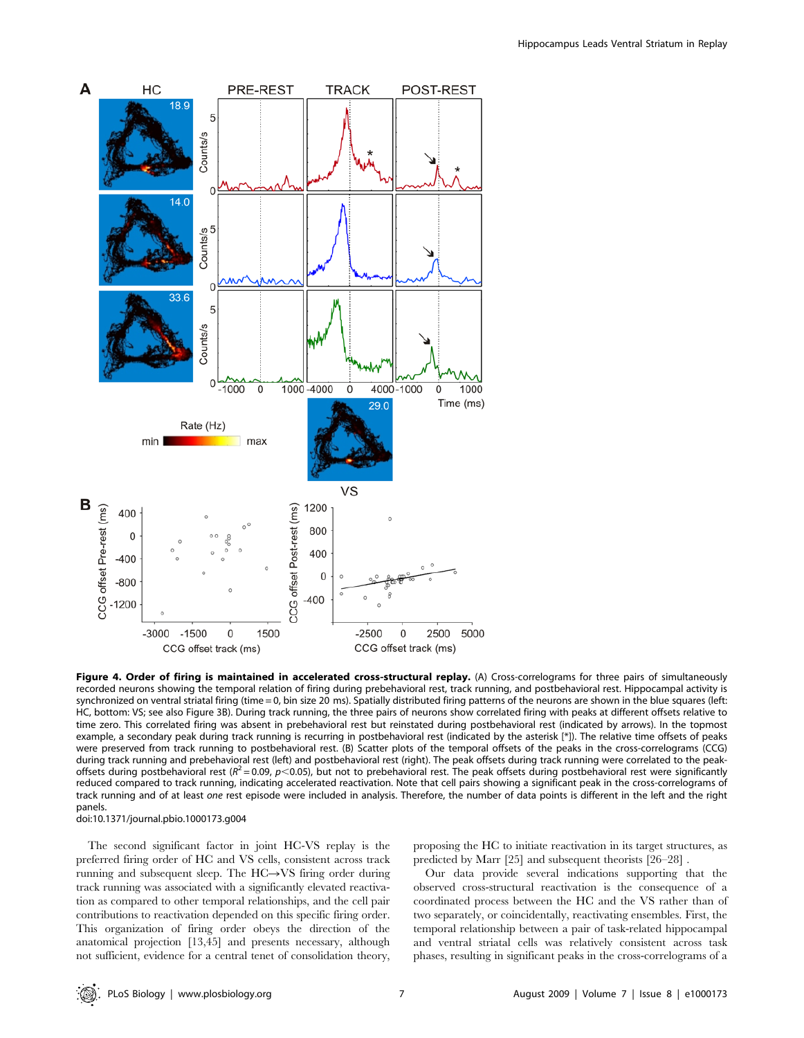**Figure 4. Order of firing is maintained in accelerated cross-structural replay.** (A) Cross-correlograms for three pairs of simultaneously recorded neurons showing the temporal relation of firing during prebehavioral rest, track running, and postbehavioral rest. Hippocampal activity is synchronized on ventral striatal firing (time = 0, bin size 20 ms). Spatially distributed firing patterns of the neurons are shown in the blue squares (left: HC, bottom: VS; see also Figure 3B). During track running, the three pairs of neurons show correlated firing with peaks at different offsets relative to time zero. This correlated firing was absent in prebehavioral rest but reinstated during postbehavioral rest (indicated by arrows). In the topmost example, a secondary peak during track running is recurring in postbehavioral rest (indicated by the asterisk [*]). The relative time offsets of peaks were preserved from track running to postbehavioral rest. (B) Scatter plots of the temporal offsets of the peaks in the cross-correlograms (CCG) during track running and prebehavioral rest (left) and postbehavioral rest (right). The peak offsets during track running were correlated to the peak-offsets during postbehavioral rest ($R^2 = 0.09$, $p < 0.05$), but not to prebehavioral rest. The peak offsets during postbehavioral rest were significantly reduced compared to track running, indicating accelerated reactivation. Note that cell pairs showing a significant peak in the cross-correlograms of track running and of at least *one* rest episode were included in analysis. Therefore, the number of data points is different in the left and the right panels.
doi:10.1371/journal.pbio.1000173.g004

The second significant factor in joint HC-VS replay is the preferred firing order of HC and VS cells, consistent across track running and subsequent sleep. The HC→VS firing order during track running was associated with a significantly elevated reactivation as compared to other temporal relationships, and the cell pair contributions to reactivation depended on this specific firing order. This organization of firing order obeys the direction of the anatomical projection [13,45] and presents necessary, although not sufficient, evidence for a central tenet of consolidation theory, proposing the HC to initiate reactivation in its target structures, as predicted by Marr [25] and subsequent theorists [26–28] .

Our data provide several indications supporting that the observed cross-structural reactivation is the consequence of a coordinated process between the HC and the VS rather than of two separately, or coincidentally, reactivating ensembles. First, the temporal relationship between a pair of task-related hippocampal and ventral striatal cells was relatively consistent across task phases, resulting in significant peaks in the cross-correlograms of a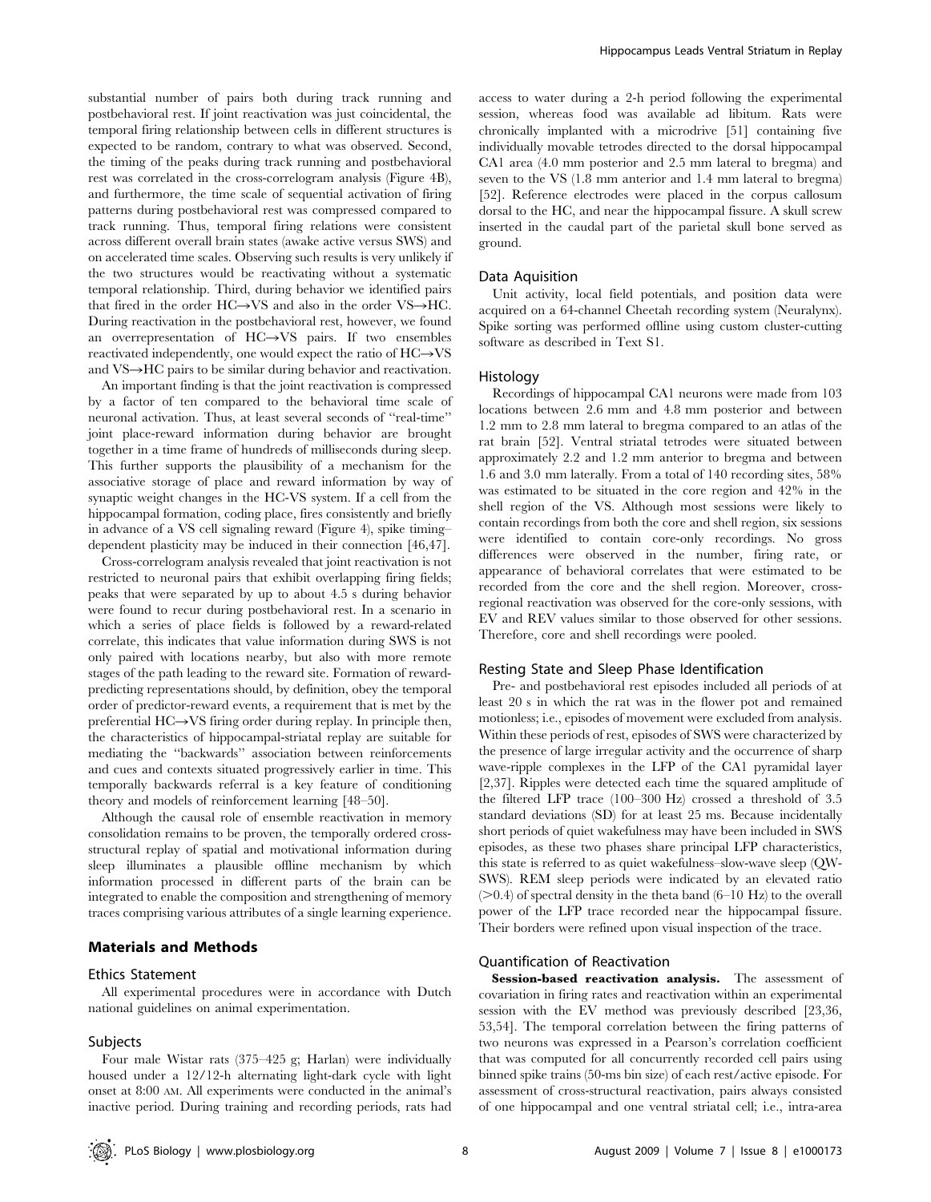substantial number of pairs both during track running and postbehavioral rest. If joint reactivation was just coincidental, the temporal firing relationship between cells in different structures is expected to be random, contrary to what was observed. Second, the timing of the peaks during track running and postbehavioral rest was correlated in the cross-correlogram analysis (Figure 4B), and furthermore, the time scale of sequential activation of firing patterns during postbehavioral rest was compressed compared to track running. Thus, temporal firing relations were consistent across different overall brain states (awake active versus SWS) and on accelerated time scales. Observing such results is very unlikely if the two structures would be reactivating without a systematic temporal relationship. Third, during behavior we identified pairs that fired in the order HC→VS and also in the order VS→HC. During reactivation in the postbehavioral rest, however, we found an overrepresentation of HC→VS pairs. If two ensembles reactivated independently, one would expect the ratio of HC→VS and VS→HC pairs to be similar during behavior and reactivation.

An important finding is that the joint reactivation is compressed by a factor of ten compared to the behavioral time scale of neuronal activation. Thus, at least several seconds of ''real-time'' joint place-reward information during behavior are brought together in a time frame of hundreds of milliseconds during sleep. This further supports the plausibility of a mechanism for the associative storage of place and reward information by way of synaptic weight changes in the HC-VS system. If a cell from the hippocampal formation, coding place, fires consistently and briefly in advance of a VS cell signaling reward (Figure 4), spike timing–dependent plasticity may be induced in their connection [46,47].

Cross-correlogram analysis revealed that joint reactivation is not restricted to neuronal pairs that exhibit overlapping firing fields; peaks that were separated by up to about 4.5 s during behavior were found to recur during postbehavioral rest. In a scenario in which a series of place fields is followed by a reward-related correlate, this indicates that value information during SWS is not only paired with locations nearby, but also with more remote stages of the path leading to the reward site. Formation of reward-predicting representations should, by definition, obey the temporal order of predictor-reward events, a requirement that is met by the preferential HC→VS firing order during replay. In principle then, the characteristics of hippocampal-striatal replay are suitable for mediating the ''backwards'' association between reinforcements and cues and contexts situated progressively earlier in time. This temporally backwards referral is a key feature of conditioning theory and models of reinforcement learning [48–50].

Although the causal role of ensemble reactivation in memory consolidation remains to be proven, the temporally ordered cross-structural replay of spatial and motivational information during sleep illuminates a plausible offline mechanism by which information processed in different parts of the brain can be integrated to enable the composition and strengthening of memory traces comprising various attributes of a single learning experience.

## Materials and Methods

### Ethics Statement

All experimental procedures were in accordance with Dutch national guidelines on animal experimentation.

### Subjects

Four male Wistar rats (375–425 g; Harlan) were individually housed under a 12/12-h alternating light-dark cycle with light onset at 8:00 AM. All experiments were conducted in the animal's inactive period. During training and recording periods, rats had access to water during a 2-h period following the experimental session, whereas food was available ad libitum. Rats were chronically implanted with a microdrive [51] containing five individually movable tetrodes directed to the dorsal hippocampal CA1 area (4.0 mm posterior and 2.5 mm lateral to bregma) and seven to the VS (1.8 mm anterior and 1.4 mm lateral to bregma) [52]. Reference electrodes were placed in the corpus callosum dorsal to the HC, and near the hippocampal fissure. A skull screw inserted in the caudal part of the parietal skull bone served as ground.

### Data Aquisition

Unit activity, local field potentials, and position data were acquired on a 64-channel Cheetah recording system (Neuralynx). Spike sorting was performed offline using custom cluster-cutting software as described in Text S1.

### Histology

Recordings of hippocampal CA1 neurons were made from 103 locations between 2.6 mm and 4.8 mm posterior and between 1.2 mm to 2.8 mm lateral to bregma compared to an atlas of the rat brain [52]. Ventral striatal tetrodes were situated between approximately 2.2 and 1.2 mm anterior to bregma and between 1.6 and 3.0 mm laterally. From a total of 140 recording sites, 58% was estimated to be situated in the core region and 42% in the shell region of the VS. Although most sessions were likely to contain recordings from both the core and shell region, six sessions were identified to contain core-only recordings. No gross differences were observed in the number, firing rate, or appearance of behavioral correlates that were estimated to be recorded from the core and the shell region. Moreover, cross-regional reactivation was observed for the core-only sessions, with EV and REV values similar to those observed for other sessions. Therefore, core and shell recordings were pooled.

### Resting State and Sleep Phase Identification

Pre- and postbehavioral rest episodes included all periods of at least 20 s in which the rat was in the flower pot and remained motionless; i.e., episodes of movement were excluded from analysis. Within these periods of rest, episodes of SWS were characterized by the presence of large irregular activity and the occurrence of sharp wave-ripple complexes in the LFP of the CA1 pyramidal layer [2,37]. Ripples were detected each time the squared amplitude of the filtered LFP trace (100–300 Hz) crossed a threshold of 3.5 standard deviations (SD) for at least 25 ms. Because incidentally short periods of quiet wakefulness may have been included in SWS episodes, as these two phases share principal LFP characteristics, this state is referred to as quiet wakefulness–slow-wave sleep (QW-SWS). REM sleep periods were indicated by an elevated ratio ($>0.4$) of spectral density in the theta band (6–10 Hz) to the overall power of the LFP trace recorded near the hippocampal fissure. Their borders were refined upon visual inspection of the trace.

### Quantification of Reactivation

**Session-based reactivation analysis.** The assessment of covariation in firing rates and reactivation within an experimental session with the EV method was previously described [23,36,53,54]. The temporal correlation between the firing patterns of two neurons was expressed in a Pearson's correlation coefficient that was computed for all concurrently recorded cell pairs using binned spike trains (50-ms bin size) of each rest/active episode. For assessment of cross-structural reactivation, pairs always consisted of one hippocampal and one ventral striatal cell; i.e., intra-area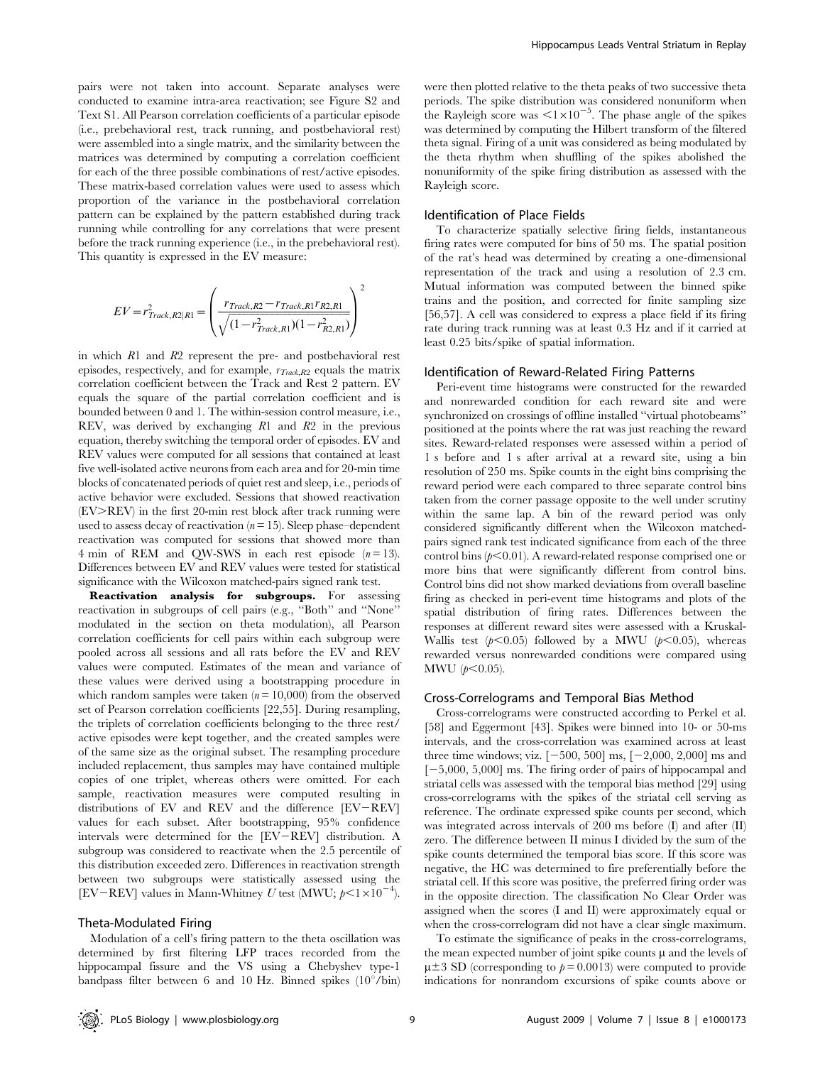pairs were not taken into account. Separate analyses were conducted to examine intra-area reactivation; see Figure S2 and Text S1. All Pearson correlation coefficients of a particular episode (i.e., prebehavioral rest, track running, and postbehavioral rest) were assembled into a single matrix, and the similarity between the matrices was determined by computing a correlation coefficient for each of the three possible combinations of rest/active episodes. These matrix-based correlation values were used to assess which proportion of the variance in the postbehavioral correlation pattern can be explained by the pattern established during track running while controlling for any correlations that were present before the track running experience (i.e., in the prebehavioral rest). This quantity is expressed in the EV measure:

$$EV = r^2_{Track,R2|R1} = \left( \frac{r_{Track,R2} - r_{Track,R1} r_{R2,R1}}{\sqrt{(1 - r^2_{Track,R1})(1 - r^2_{R2,R1})}} \right)^2$$

in which $R1$ and $R2$ represent the pre- and postbehavioral rest episodes, respectively, and for example, $r_{Track,R2}$ equals the matrix correlation coefficient between the Track and Rest 2 pattern. EV equals the square of the partial correlation coefficient and is bounded between 0 and 1. The within-session control measure, i.e., REV, was derived by exchanging $R1$ and $R2$ in the previous equation, thereby switching the temporal order of episodes. EV and REV values were computed for all sessions that contained at least five well-isolated active neurons from each area and for 20-min time blocks of concatenated periods of quiet rest and sleep, i.e., periods of active behavior were excluded. Sessions that showed reactivation (EV>REV) in the first 20-min rest block after track running were used to assess decay of reactivation ($n = 15$). Sleep phase–dependent reactivation was computed for sessions that showed more than 4 min of REM and QW-SWS in each rest episode ($n = 13$). Differences between EV and REV values were tested for statistical significance with the Wilcoxon matched-pairs signed rank test.

**Reactivation analysis for subgroups.** For assessing reactivation in subgroups of cell pairs (e.g., "Both" and "None" modulated in the section on theta modulation), all Pearson correlation coefficients for cell pairs within each subgroup were pooled across all sessions and all rats before the EV and REV values were computed. Estimates of the mean and variance of these values were derived using a bootstrapping procedure in which random samples were taken ($n = 10{,}000$) from the observed set of Pearson correlation coefficients [22,55]. During resampling, the triplets of correlation coefficients belonging to the three rest/active episodes were kept together, and the created samples were of the same size as the original subset. The resampling procedure included replacement, thus samples may have contained multiple copies of one triplet, whereas others were omitted. For each sample, reactivation measures were computed resulting in distributions of EV and REV and the difference [EV−REV] values for each subset. After bootstrapping, 95% confidence intervals were determined for the [EV−REV] distribution. A subgroup was considered to reactivate when the 2.5 percentile of this distribution exceeded zero. Differences in reactivation strength between two subgroups were statistically assessed using the [EV−REV] values in Mann-Whitney *U* test (MWU; $p < 1 \times 10^{-4}$).

### Theta-Modulated Firing

Modulation of a cell's firing pattern to the theta oscillation was determined by first filtering LFP traces recorded from the hippocampal fissure and the VS using a Chebyshev type-1 bandpass filter between 6 and 10 Hz. Binned spikes (10°/bin) were then plotted relative to the theta peaks of two successive theta periods. The spike distribution was considered nonuniform when the Rayleigh score was $< 1 \times 10^{-5}$. The phase angle of the spikes was determined by computing the Hilbert transform of the filtered theta signal. Firing of a unit was considered as being modulated by the theta rhythm when shuffling of the spikes abolished the nonuniformity of the spike firing distribution as assessed with the Rayleigh score.

### Identification of Place Fields

To characterize spatially selective firing fields, instantaneous firing rates were computed for bins of 50 ms. The spatial position of the rat's head was determined by creating a one-dimensional representation of the track and using a resolution of 2.3 cm. Mutual information was computed between the binned spike trains and the position, and corrected for finite sampling size [56,57]. A cell was considered to express a place field if its firing rate during track running was at least 0.3 Hz and if it carried at least 0.25 bits/spike of spatial information.

### Identification of Reward-Related Firing Patterns

Peri-event time histograms were constructed for the rewarded and nonrewarded condition for each reward site and were synchronized on crossings of offline installed "virtual photobeams" positioned at the points where the rat was just reaching the reward sites. Reward-related responses were assessed within a period of 1 s before and 1 s after arrival at a reward site, using a bin resolution of 250 ms. Spike counts in the eight bins comprising the reward period were each compared to three separate control bins taken from the corner passage opposite to the well under scrutiny within the same lap. A bin of the reward period was only considered significantly different when the Wilcoxon matched-pairs signed rank test indicated significance from each of the three control bins ($p < 0.01$). A reward-related response comprised one or more bins that were significantly different from control bins. Control bins did not show marked deviations from overall baseline firing as checked in peri-event time histograms and plots of the spatial distribution of firing rates. Differences between the responses at different reward sites were assessed with a Kruskal-Wallis test ($p < 0.05$) followed by a MWU ($p < 0.05$), whereas rewarded versus nonrewarded conditions were compared using MWU ($p < 0.05$).

### Cross-Correlograms and Temporal Bias Method

Cross-correlograms were constructed according to Perkel et al. [58] and Eggermont [43]. Spikes were binned into 10- or 50-ms intervals, and the cross-correlation was examined across at least three time windows; viz. [−500, 500] ms, [−2,000, 2,000] ms and [−5,000, 5,000] ms. The firing order of pairs of hippocampal and striatal cells was assessed with the temporal bias method [29] using cross-correlograms with the spikes of the striatal cell serving as reference. The ordinate expressed spike counts per second, which was integrated across intervals of 200 ms before (I) and after (II) zero. The difference between II minus I divided by the sum of the spike counts determined the temporal bias score. If this score was negative, the HC was determined to fire preferentially before the striatal cell. If this score was positive, the preferred firing order was in the opposite direction. The classification No Clear Order was assigned when the scores (I and II) were approximately equal or when the cross-correlogram did not have a clear single maximum.

To estimate the significance of peaks in the cross-correlograms, the mean expected number of joint spike counts $\mu$ and the levels of $\mu \pm 3$ SD (corresponding to $p = 0.0013$) were computed to provide indications for nonrandom excursions of spike counts above or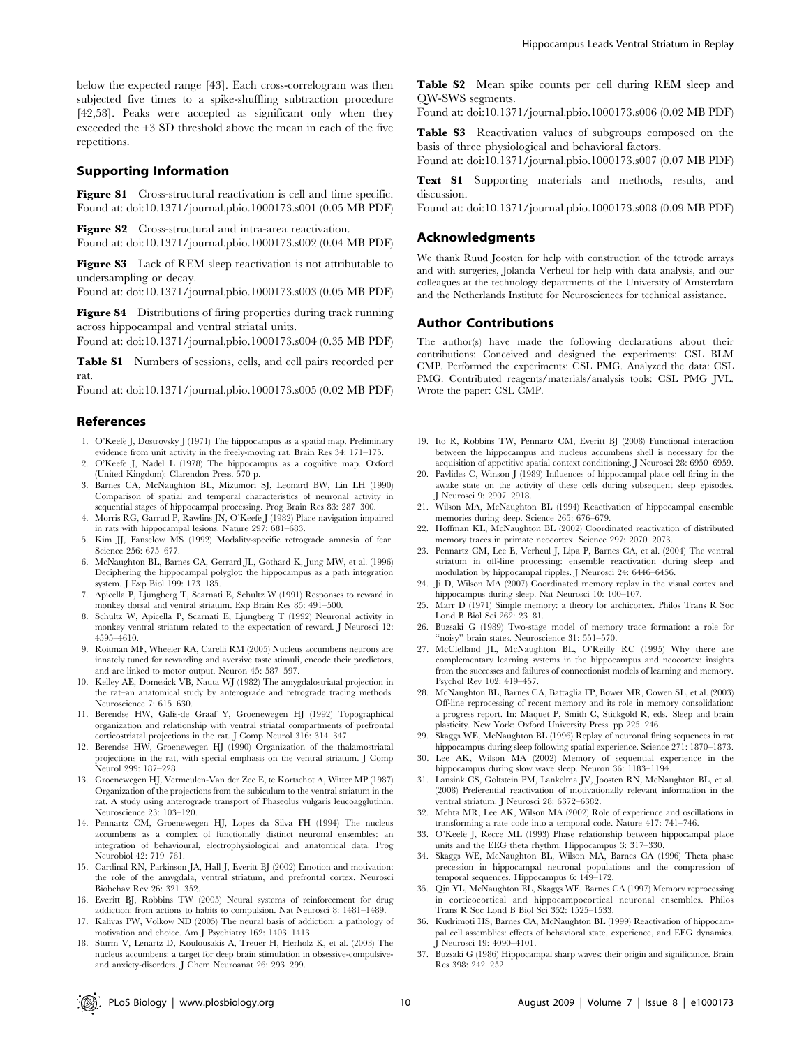below the expected range [43]. Each cross-correlogram was then subjected five times to a spike-shuffling subtraction procedure [42,58]. Peaks were accepted as significant only when they exceeded the +3 SD threshold above the mean in each of the five repetitions.

## Supporting Information

**Figure S1** Cross-structural reactivation is cell and time specific.
Found at: doi:10.1371/journal.pbio.1000173.s001 (0.05 MB PDF)

**Figure S2** Cross-structural and intra-area reactivation.
Found at: doi:10.1371/journal.pbio.1000173.s002 (0.04 MB PDF)

**Figure S3** Lack of REM sleep reactivation is not attributable to undersampling or decay.
Found at: doi:10.1371/journal.pbio.1000173.s003 (0.05 MB PDF)

**Figure S4** Distributions of firing properties during track running across hippocampal and ventral striatal units.
Found at: doi:10.1371/journal.pbio.1000173.s004 (0.35 MB PDF)

**Table S1** Numbers of sessions, cells, and cell pairs recorded per rat.
Found at: doi:10.1371/journal.pbio.1000173.s005 (0.02 MB PDF)

**Table S2** Mean spike counts per cell during REM sleep and QW-SWS segments.
Found at: doi:10.1371/journal.pbio.1000173.s006 (0.02 MB PDF)

**Table S3** Reactivation values of subgroups composed on the basis of three physiological and behavioral factors.
Found at: doi:10.1371/journal.pbio.1000173.s007 (0.07 MB PDF)

**Text S1** Supporting materials and methods, results, and discussion.
Found at: doi:10.1371/journal.pbio.1000173.s008 (0.09 MB PDF)

## Acknowledgments

We thank Ruud Joosten for help with construction of the tetrode arrays and with surgeries, Jolanda Verheul for help with data analysis, and our colleagues at the technology departments of the University of Amsterdam and the Netherlands Institute for Neurosciences for technical assistance.

## Author Contributions

The author(s) have made the following declarations about their contributions: Conceived and designed the experiments: CSL BLM CMP. Performed the experiments: CSL PMG. Analyzed the data: CSL PMG. Contributed reagents/materials/analysis tools: CSL PMG JVL. Wrote the paper: CSL CMP.

## References

1. O'Keefe J, Dostrovsky J (1971) The hippocampus as a spatial map. Preliminary evidence from unit activity in the freely-moving rat. Brain Res 34: 171–175.
2. O'Keefe J, Nadel L (1978) The hippocampus as a cognitive map. Oxford (United Kingdom): Clarendon Press. 570 p.
3. Barnes CA, McNaughton BL, Mizumori SJ, Leonard BW, Lin LH (1990) Comparison of spatial and temporal characteristics of neuronal activity in sequential stages of hippocampal processing. Prog Brain Res 83: 287–300.
4. Morris RG, Garrud P, Rawlins JN, O'Keefe J (1982) Place navigation impaired in rats with hippocampal lesions. Nature 297: 681–683.
5. Kim JJ, Fanselow MS (1992) Modality-specific retrograde amnesia of fear. Science 256: 675–677.
6. McNaughton BL, Barnes CA, Gerrard JL, Gothard K, Jung MW, et al. (1996) Deciphering the hippocampal polyglot: the hippocampus as a path integration system. J Exp Biol 199: 173–185.
7. Apicella P, Ljungberg T, Scarnati E, Schultz W (1991) Responses to reward in monkey dorsal and ventral striatum. Exp Brain Res 85: 491–500.
8. Schultz W, Apicella P, Scarnati E, Ljungberg T (1992) Neuronal activity in monkey ventral striatum related to the expectation of reward. J Neurosci 12: 4595–4610.
9. Roitman MF, Wheeler RA, Carelli RM (2005) Nucleus accumbens neurons are innately tuned for rewarding and aversive taste stimuli, encode their predictors, and are linked to motor output. Neuron 45: 587–597.
10. Kelley AE, Domesick VB, Nauta WJ (1982) The amygdalostriatal projection in the rat–an anatomical study by anterograde and retrograde tracing methods. Neuroscience 7: 615–630.
11. Berendse HW, Galis-de Graaf Y, Groenewegen HJ (1992) Topographical organization and relationship with ventral striatal compartments of prefrontal corticostriatal projections in the rat. J Comp Neurol 316: 314–347.
12. Berendse HW, Groenewegen HJ (1990) Organization of the thalamostriatal projections in the rat, with special emphasis on the ventral striatum. J Comp Neurol 299: 187–228.
13. Groenewegen HJ, Vermeulen-Van der Zee E, te Kortschot A, Witter MP (1987) Organization of the projections from the subiculum to the ventral striatum in the rat. A study using anterograde transport of Phaseolus vulgaris leucoagglutinin. Neuroscience 23: 103–120.
14. Pennartz CM, Groenewegen HJ, Lopes da Silva FH (1994) The nucleus accumbens as a complex of functionally distinct neuronal ensembles: an integration of behavioural, electrophysiological and anatomical data. Prog Neurobiol 42: 719–761.
15. Cardinal RN, Parkinson JA, Hall J, Everitt BJ (2002) Emotion and motivation: the role of the amygdala, ventral striatum, and prefrontal cortex. Neurosci Biobehav Rev 26: 321–352.
16. Everitt BJ, Robbins TW (2005) Neural systems of reinforcement for drug addiction: from actions to habits to compulsion. Nat Neurosci 8: 1481–1489.
17. Kalivas PW, Volkow ND (2005) The neural basis of addiction: a pathology of motivation and choice. Am J Psychiatry 162: 1403–1413.
18. Sturm V, Lenartz D, Koulousakis A, Treuer H, Herholz K, et al. (2003) The nucleus accumbens: a target for deep brain stimulation in obsessive-compulsive- and anxiety-disorders. J Chem Neuroanat 26: 293–299.
19. Ito R, Robbins TW, Pennartz CM, Everitt BJ (2008) Functional interaction between the hippocampus and nucleus accumbens shell is necessary for the acquisition of appetitive spatial context conditioning. J Neurosci 28: 6950–6959.
20. Pavlides C, Winson J (1989) Influences of hippocampal place cell firing in the awake state on the activity of these cells during subsequent sleep episodes. J Neurosci 9: 2907–2918.
21. Wilson MA, McNaughton BL (1994) Reactivation of hippocampal ensemble memories during sleep. Science 265: 676–679.
22. Hoffman KL, McNaughton BL (2002) Coordinated reactivation of distributed memory traces in primate neocortex. Science 297: 2070–2073.
23. Pennartz CM, Lee E, Verheul J, Lipa P, Barnes CA, et al. (2004) The ventral striatum in off-line processing: ensemble reactivation during sleep and modulation by hippocampal ripples. J Neurosci 24: 6446–6456.
24. Ji D, Wilson MA (2007) Coordinated memory replay in the visual cortex and hippocampus during sleep. Nat Neurosci 10: 100–107.
25. Marr D (1971) Simple memory: a theory for archicortex. Philos Trans R Soc Lond B Biol Sci 262: 23–81.
26. Buzsaki G (1989) Two-stage model of memory trace formation: a role for "noisy" brain states. Neuroscience 31: 551–570.
27. McClelland JL, McNaughton BL, O'Reilly RC (1995) Why there are complementary learning systems in the hippocampus and neocortex: insights from the successes and failures of connectionist models of learning and memory. Psychol Rev 102: 419–457.
28. McNaughton BL, Barnes CA, Battaglia FP, Bower MR, Cowen SL, et al. (2003) Off-line reprocessing of recent memory and its role in memory consolidation: a progress report. In: Maquet P, Smith C, Stickgold R, eds. Sleep and brain plasticity. New York: Oxford University Press. pp 225–246.
29. Skaggs WE, McNaughton BL (1996) Replay of neuronal firing sequences in rat hippocampus during sleep following spatial experience. Science 271: 1870–1873.
30. Lee AK, Wilson MA (2002) Memory of sequential experience in the hippocampus during slow wave sleep. Neuron 36: 1183–1194.
31. Lansink CS, Goltstein PM, Lankelma JV, Joosten RN, McNaughton BL, et al. (2008) Preferential reactivation of motivationally relevant information in the ventral striatum. J Neurosci 28: 6372–6382.
32. Mehta MR, Lee AK, Wilson MA (2002) Role of experience and oscillations in transforming a rate code into a temporal code. Nature 417: 741–746.
33. O'Keefe J, Recce ML (1993) Phase relationship between hippocampal place units and the EEG theta rhythm. Hippocampus 3: 317–330.
34. Skaggs WE, McNaughton BL, Wilson MA, Barnes CA (1996) Theta phase precession in hippocampal neuronal populations and the compression of temporal sequences. Hippocampus 6: 149–172.
35. Qin YL, McNaughton BL, Skaggs WE, Barnes CA (1997) Memory reprocessing in corticocortical and hippocampocortical neuronal ensembles. Philos Trans R Soc Lond B Biol Sci 352: 1525–1533.
36. Kudrimoti HS, Barnes CA, McNaughton BL (1999) Reactivation of hippocampal cell assemblies: effects of behavioral state, experience, and EEG dynamics. J Neurosci 19: 4090–4101.
37. Buzsaki G (1986) Hippocampal sharp waves: their origin and significance. Brain Res 398: 242–252.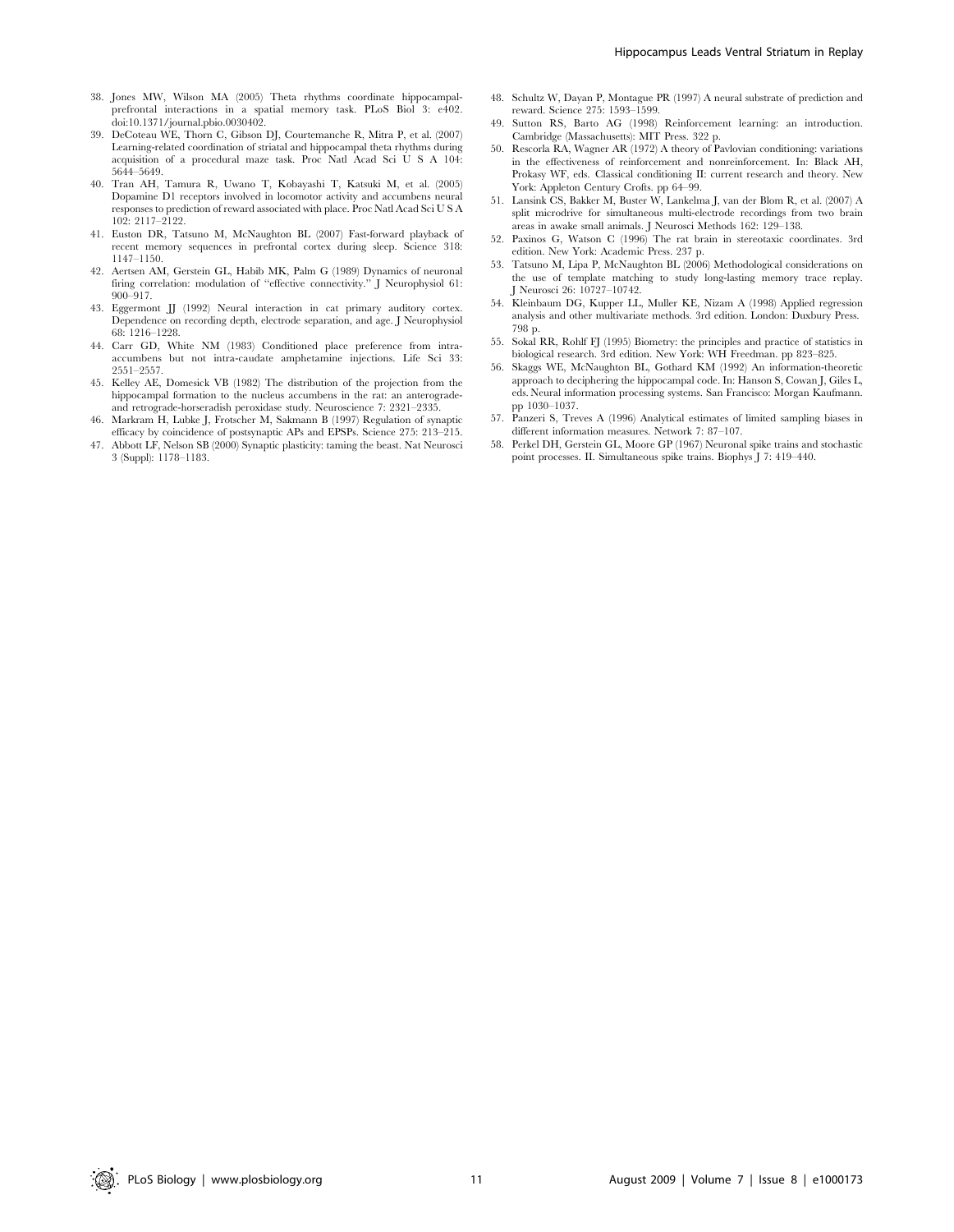38. Jones MW, Wilson MA (2005) Theta rhythms coordinate hippocampal-prefrontal interactions in a spatial memory task. PLoS Biol 3: e402. doi:10.1371/journal.pbio.0030402.
39. DeCoteau WE, Thorn C, Gibson DJ, Courtemanche R, Mitra P, et al. (2007) Learning-related coordination of striatal and hippocampal theta rhythms during acquisition of a procedural maze task. Proc Natl Acad Sci U S A 104: 5644–5649.
40. Tran AH, Tamura R, Uwano T, Kobayashi T, Katsuki M, et al. (2005) Dopamine D1 receptors involved in locomotor activity and accumbens neural responses to prediction of reward associated with place. Proc Natl Acad Sci U S A 102: 2117–2122.
41. Euston DR, Tatsuno M, McNaughton BL (2007) Fast-forward playback of recent memory sequences in prefrontal cortex during sleep. Science 318: 1147–1150.
42. Aertsen AM, Gerstein GL, Habib MK, Palm G (1989) Dynamics of neuronal firing correlation: modulation of "effective connectivity." J Neurophysiol 61: 900–917.
43. Eggermont JJ (1992) Neural interaction in cat primary auditory cortex. Dependence on recording depth, electrode separation, and age. J Neurophysiol 68: 1216–1228.
44. Carr GD, White NM (1983) Conditioned place preference from intra-accumbens but not intra-caudate amphetamine injections. Life Sci 33: 2551–2557.
45. Kelley AE, Domesick VB (1982) The distribution of the projection from the hippocampal formation to the nucleus accumbens in the rat: an anterograde- and retrograde-horseradish peroxidase study. Neuroscience 7: 2321–2335.
46. Markram H, Lubke J, Frotscher M, Sakmann B (1997) Regulation of synaptic efficacy by coincidence of postsynaptic APs and EPSPs. Science 275: 213–215.
47. Abbott LF, Nelson SB (2000) Synaptic plasticity: taming the beast. Nat Neurosci 3 (Suppl): 1178–1183.
48. Schultz W, Dayan P, Montague PR (1997) A neural substrate of prediction and reward. Science 275: 1593–1599.
49. Sutton RS, Barto AG (1998) Reinforcement learning: an introduction. Cambridge (Massachusetts): MIT Press. 322 p.
50. Rescorla RA, Wagner AR (1972) A theory of Pavlovian conditioning: variations in the effectiveness of reinforcement and nonreinforcement. In: Black AH, Prokasy WF, eds. Classical conditioning II: current research and theory. New York: Appleton Century Crofts. pp 64–99.
51. Lansink CS, Bakker M, Buster W, Lankelma J, van der Blom R, et al. (2007) A split microdrive for simultaneous multi-electrode recordings from two brain areas in awake small animals. J Neurosci Methods 162: 129–138.
52. Paxinos G, Watson C (1996) The rat brain in stereotaxic coordinates. 3rd edition. New York: Academic Press. 237 p.
53. Tatsuno M, Lipa P, McNaughton BL (2006) Methodological considerations on the use of template matching to study long-lasting memory trace replay. J Neurosci 26: 10727–10742.
54. Kleinbaum DG, Kupper LL, Muller KE, Nizam A (1998) Applied regression analysis and other multivariate methods. 3rd edition. London: Duxbury Press. 798 p.
55. Sokal RR, Rohlf FJ (1995) Biometry: the principles and practice of statistics in biological research. 3rd edition. New York: WH Freedman. pp 823–825.
56. Skaggs WE, McNaughton BL, Gothard KM (1992) An information-theoretic approach to deciphering the hippocampal code. In: Hanson S, Cowan J, Giles L, eds. Neural information processing systems. San Francisco: Morgan Kaufmann. pp 1030–1037.
57. Panzeri S, Treves A (1996) Analytical estimates of limited sampling biases in different information measures. Network 7: 87–107.
58. Perkel DH, Gerstein GL, Moore GP (1967) Neuronal spike trains and stochastic point processes. II. Simultaneous spike trains. Biophys J 7: 419–440.